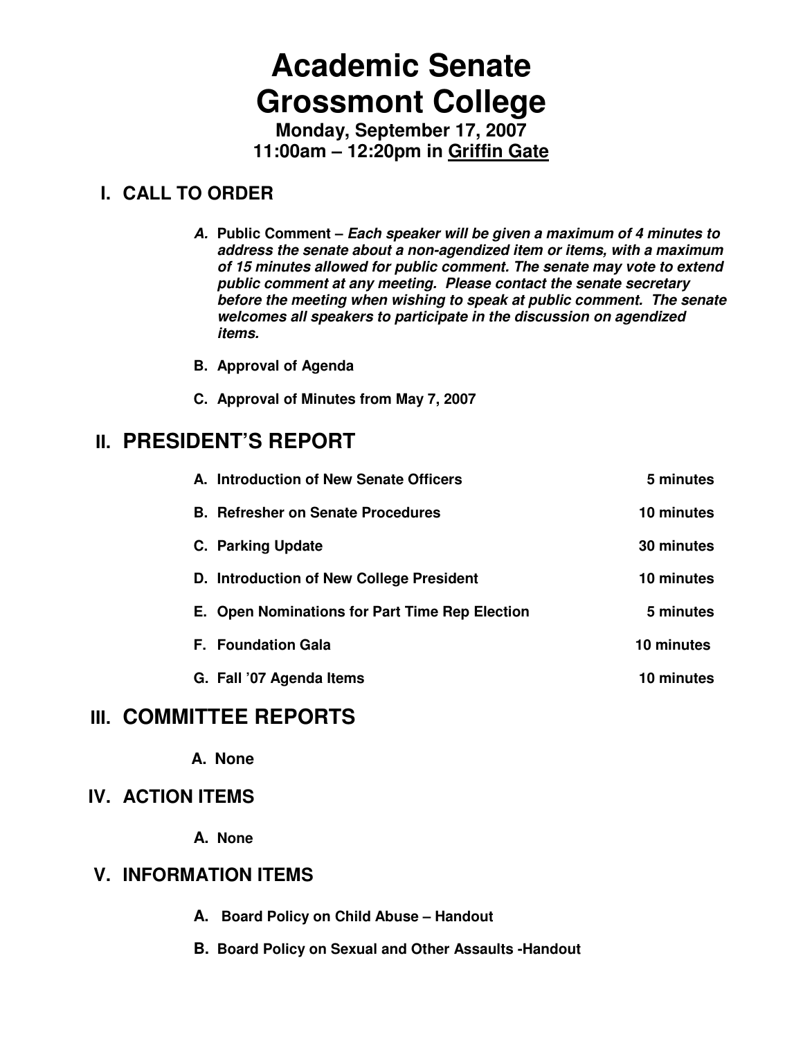# Academic Senate
# Grossmont College

**Monday, September 17, 2007**
**11:00am – 12:20pm in Griffin Gate**

## I. CALL TO ORDER

- **A. Public Comment –** ***Each speaker will be given a maximum of 4 minutes to address the senate about a non-agendized item or items, with a maximum of 15 minutes allowed for public comment. The senate may vote to extend public comment at any meeting. Please contact the senate secretary before the meeting when wishing to speak at public comment. The senate welcomes all speakers to participate in the discussion on agendized items.***
- **B. Approval of Agenda**
- **C. Approval of Minutes from May 7, 2007**

## II. PRESIDENT'S REPORT

| Item | Time |
|---|---|
| **A. Introduction of New Senate Officers** | **5 minutes** |
| **B. Refresher on Senate Procedures** | **10 minutes** |
| **C. Parking Update** | **30 minutes** |
| **D. Introduction of New College President** | **10 minutes** |
| **E. Open Nominations for Part Time Rep Election** | **5 minutes** |
| **F. Foundation Gala** | **10 minutes** |
| **G. Fall '07 Agenda Items** | **10 minutes** |

## III. COMMITTEE REPORTS

- **A. None**

## IV. ACTION ITEMS

- **A. None**

## V. INFORMATION ITEMS

- **A. Board Policy on Child Abuse – Handout**
- **B. Board Policy on Sexual and Other Assaults -Handout**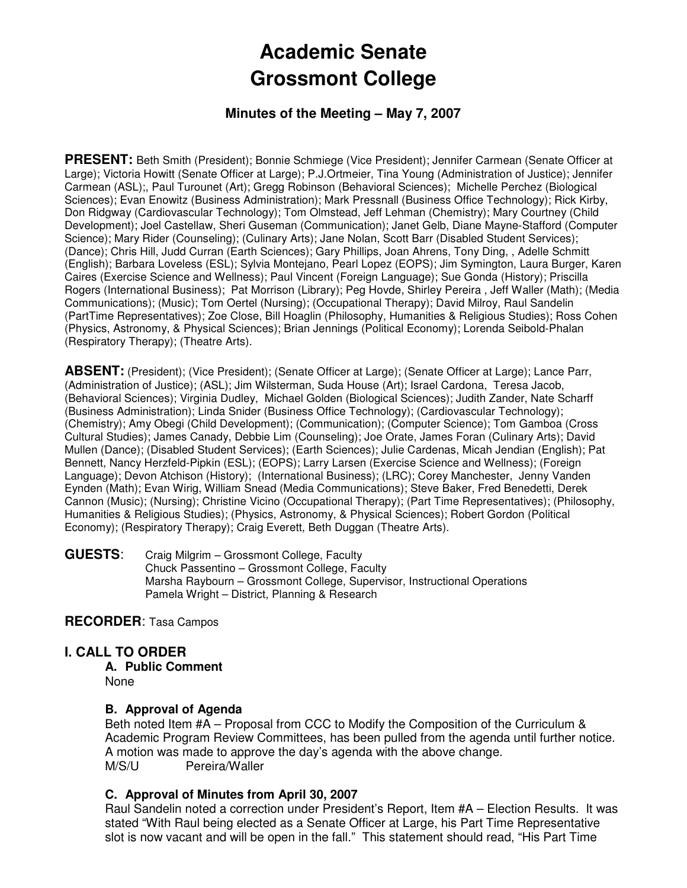# Academic Senate
# Grossmont College

### Minutes of the Meeting – May 7, 2007

**PRESENT:** Beth Smith (President); Bonnie Schmiege (Vice President); Jennifer Carmean (Senate Officer at Large); Victoria Howitt (Senate Officer at Large); P.J.Ortmeier, Tina Young (Administration of Justice); Jennifer Carmean (ASL);, Paul Turounet (Art); Gregg Robinson (Behavioral Sciences); Michelle Perchez (Biological Sciences); Evan Enowitz (Business Administration); Mark Pressnall (Business Office Technology); Rick Kirby, Don Ridgway (Cardiovascular Technology); Tom Olmstead, Jeff Lehman (Chemistry); Mary Courtney (Child Development); Joel Castellaw, Sheri Guseman (Communication); Janet Gelb, Diane Mayne-Stafford (Computer Science); Mary Rider (Counseling); (Culinary Arts); Jane Nolan, Scott Barr (Disabled Student Services); (Dance); Chris Hill, Judd Curran (Earth Sciences); Gary Phillips, Joan Ahrens, Tony Ding, , Adelle Schmitt (English); Barbara Loveless (ESL); Sylvia Montejano, Pearl Lopez (EOPS); Jim Symington, Laura Burger, Karen Caires (Exercise Science and Wellness); Paul Vincent (Foreign Language); Sue Gonda (History); Priscilla Rogers (International Business); Pat Morrison (Library); Peg Hovde, Shirley Pereira , Jeff Waller (Math); (Media Communications); (Music); Tom Oertel (Nursing); (Occupational Therapy); David Milroy, Raul Sandelin (PartTime Representatives); Zoe Close, Bill Hoaglin (Philosophy, Humanities & Religious Studies); Ross Cohen (Physics, Astronomy, & Physical Sciences); Brian Jennings (Political Economy); Lorenda Seibold-Phalan (Respiratory Therapy); (Theatre Arts).

**ABSENT:** (President); (Vice President); (Senate Officer at Large); (Senate Officer at Large); Lance Parr, (Administration of Justice); (ASL); Jim Wilsterman, Suda House (Art); Israel Cardona, Teresa Jacob, (Behavioral Sciences); Virginia Dudley, Michael Golden (Biological Sciences); Judith Zander, Nate Scharff (Business Administration); Linda Snider (Business Office Technology); (Cardiovascular Technology); (Chemistry); Amy Obegi (Child Development); (Communication); (Computer Science); Tom Gamboa (Cross Cultural Studies); James Canady, Debbie Lim (Counseling); Joe Orate, James Foran (Culinary Arts); David Mullen (Dance); (Disabled Student Services); (Earth Sciences); Julie Cardenas, Micah Jendian (English); Pat Bennett, Nancy Herzfeld-Pipkin (ESL); (EOPS); Larry Larsen (Exercise Science and Wellness); (Foreign Language); Devon Atchison (History); (International Business); (LRC); Corey Manchester, Jenny Vanden Eynden (Math); Evan Wirig, William Snead (Media Communications); Steve Baker, Fred Benedetti, Derek Cannon (Music); (Nursing); Christine Vicino (Occupational Therapy); (Part Time Representatives); (Philosophy, Humanities & Religious Studies); (Physics, Astronomy, & Physical Sciences); Robert Gordon (Political Economy); (Respiratory Therapy); Craig Everett, Beth Duggan (Theatre Arts).

**GUESTS:**
Craig Milgrim – Grossmont College, Faculty
Chuck Passentino – Grossmont College, Faculty
Marsha Raybourn – Grossmont College, Supervisor, Instructional Operations
Pamela Wright – District, Planning & Research

**RECORDER:** Tasa Campos

## I. CALL TO ORDER

### A. Public Comment

None

### B. Approval of Agenda

Beth noted Item #A – Proposal from CCC to Modify the Composition of the Curriculum & Academic Program Review Committees, has been pulled from the agenda until further notice. A motion was made to approve the day's agenda with the above change.

M/S/U Pereira/Waller

### C. Approval of Minutes from April 30, 2007

Raul Sandelin noted a correction under President's Report, Item #A – Election Results. It was stated "With Raul being elected as a Senate Officer at Large, his Part Time Representative slot is now vacant and will be open in the fall." This statement should read, "His Part Time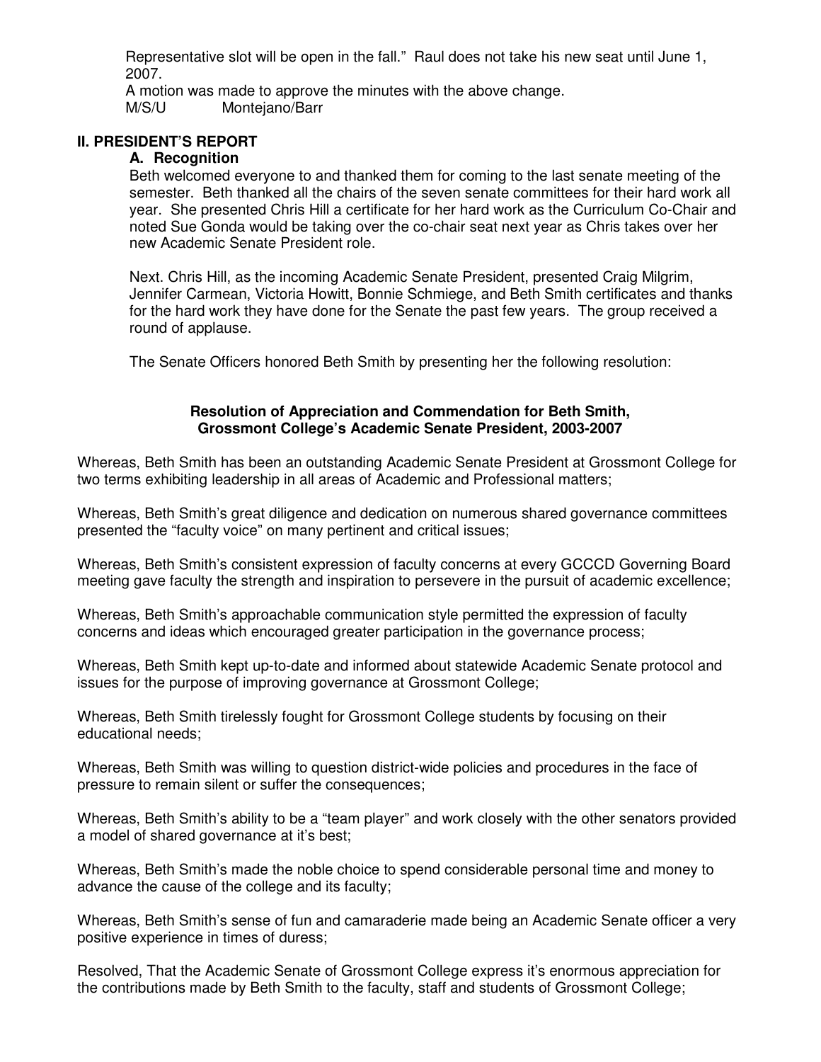Representative slot will be open in the fall." Raul does not take his new seat until June 1, 2007.

A motion was made to approve the minutes with the above change.

M/S/U Montejano/Barr

## II. PRESIDENT'S REPORT

### A. Recognition

Beth welcomed everyone to and thanked them for coming to the last senate meeting of the semester. Beth thanked all the chairs of the seven senate committees for their hard work all year. She presented Chris Hill a certificate for her hard work as the Curriculum Co-Chair and noted Sue Gonda would be taking over the co-chair seat next year as Chris takes over her new Academic Senate President role.

Next. Chris Hill, as the incoming Academic Senate President, presented Craig Milgrim, Jennifer Carmean, Victoria Howitt, Bonnie Schmiege, and Beth Smith certificates and thanks for the hard work they have done for the Senate the past few years. The group received a round of applause.

The Senate Officers honored Beth Smith by presenting her the following resolution:

**Resolution of Appreciation and Commendation for Beth Smith,**
**Grossmont College's Academic Senate President, 2003-2007**

Whereas, Beth Smith has been an outstanding Academic Senate President at Grossmont College for two terms exhibiting leadership in all areas of Academic and Professional matters;

Whereas, Beth Smith's great diligence and dedication on numerous shared governance committees presented the "faculty voice" on many pertinent and critical issues;

Whereas, Beth Smith's consistent expression of faculty concerns at every GCCCD Governing Board meeting gave faculty the strength and inspiration to persevere in the pursuit of academic excellence;

Whereas, Beth Smith's approachable communication style permitted the expression of faculty concerns and ideas which encouraged greater participation in the governance process;

Whereas, Beth Smith kept up-to-date and informed about statewide Academic Senate protocol and issues for the purpose of improving governance at Grossmont College;

Whereas, Beth Smith tirelessly fought for Grossmont College students by focusing on their educational needs;

Whereas, Beth Smith was willing to question district-wide policies and procedures in the face of pressure to remain silent or suffer the consequences;

Whereas, Beth Smith's ability to be a "team player" and work closely with the other senators provided a model of shared governance at it's best;

Whereas, Beth Smith's made the noble choice to spend considerable personal time and money to advance the cause of the college and its faculty;

Whereas, Beth Smith's sense of fun and camaraderie made being an Academic Senate officer a very positive experience in times of duress;

Resolved, That the Academic Senate of Grossmont College express it's enormous appreciation for the contributions made by Beth Smith to the faculty, staff and students of Grossmont College;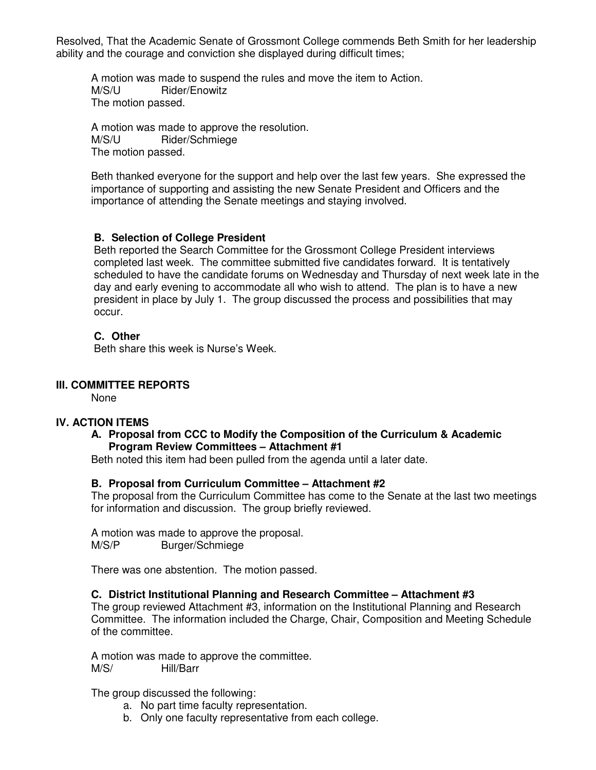Resolved, That the Academic Senate of Grossmont College commends Beth Smith for her leadership ability and the courage and conviction she displayed during difficult times;

A motion was made to suspend the rules and move the item to Action.
M/S/U Rider/Enowitz
The motion passed.

A motion was made to approve the resolution.
M/S/U Rider/Schmiege
The motion passed.

Beth thanked everyone for the support and help over the last few years. She expressed the importance of supporting and assisting the new Senate President and Officers and the importance of attending the Senate meetings and staying involved.

### B. Selection of College President

Beth reported the Search Committee for the Grossmont College President interviews completed last week. The committee submitted five candidates forward. It is tentatively scheduled to have the candidate forums on Wednesday and Thursday of next week late in the day and early evening to accommodate all who wish to attend. The plan is to have a new president in place by July 1. The group discussed the process and possibilities that may occur.

### C. Other

Beth share this week is Nurse's Week.

## III. COMMITTEE REPORTS

None

## IV. ACTION ITEMS

### A. Proposal from CCC to Modify the Composition of the Curriculum & Academic Program Review Committees – Attachment #1

Beth noted this item had been pulled from the agenda until a later date.

### B. Proposal from Curriculum Committee – Attachment #2

The proposal from the Curriculum Committee has come to the Senate at the last two meetings for information and discussion. The group briefly reviewed.

A motion was made to approve the proposal.
M/S/P Burger/Schmiege

There was one abstention. The motion passed.

### C. District Institutional Planning and Research Committee – Attachment #3

The group reviewed Attachment #3, information on the Institutional Planning and Research Committee. The information included the Charge, Chair, Composition and Meeting Schedule of the committee.

A motion was made to approve the committee.
M/S/ Hill/Barr

The group discussed the following:

a. No part time faculty representation.
b. Only one faculty representative from each college.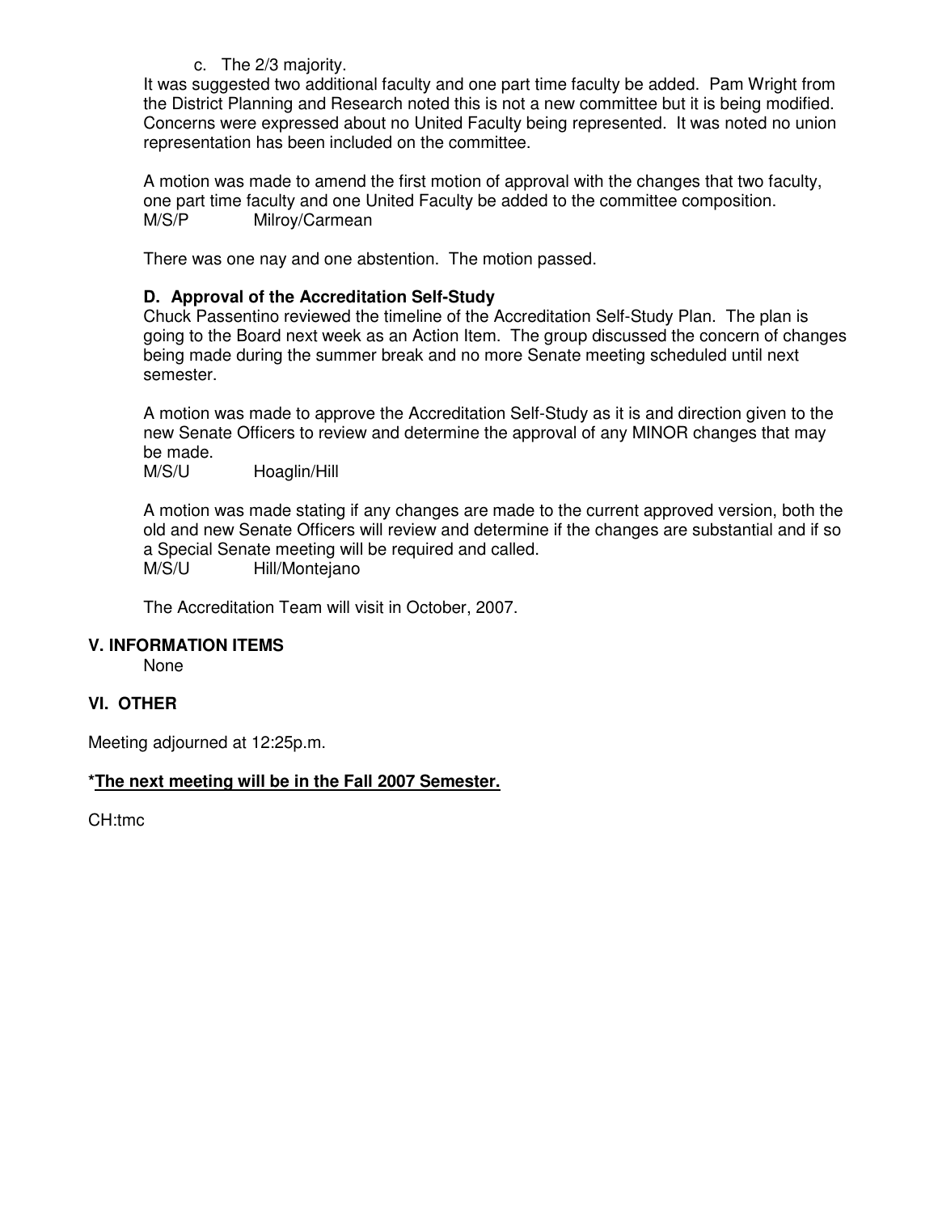c. The 2/3 majority.

It was suggested two additional faculty and one part time faculty be added. Pam Wright from the District Planning and Research noted this is not a new committee but it is being modified. Concerns were expressed about no United Faculty being represented. It was noted no union representation has been included on the committee.

A motion was made to amend the first motion of approval with the changes that two faculty, one part time faculty and one United Faculty be added to the committee composition.
M/S/P Milroy/Carmean

There was one nay and one abstention. The motion passed.

**D. Approval of the Accreditation Self-Study**

Chuck Passentino reviewed the timeline of the Accreditation Self-Study Plan. The plan is going to the Board next week as an Action Item. The group discussed the concern of changes being made during the summer break and no more Senate meeting scheduled until next semester.

A motion was made to approve the Accreditation Self-Study as it is and direction given to the new Senate Officers to review and determine the approval of any MINOR changes that may be made.
M/S/U Hoaglin/Hill

A motion was made stating if any changes are made to the current approved version, both the old and new Senate Officers will review and determine if the changes are substantial and if so a Special Senate meeting will be required and called.
M/S/U Hill/Montejano

The Accreditation Team will visit in October, 2007.

## V. INFORMATION ITEMS

None

## VI. OTHER

Meeting adjourned at 12:25p.m.

**\*<u>The next meeting will be in the Fall 2007 Semester.</u>**

CH:tmc